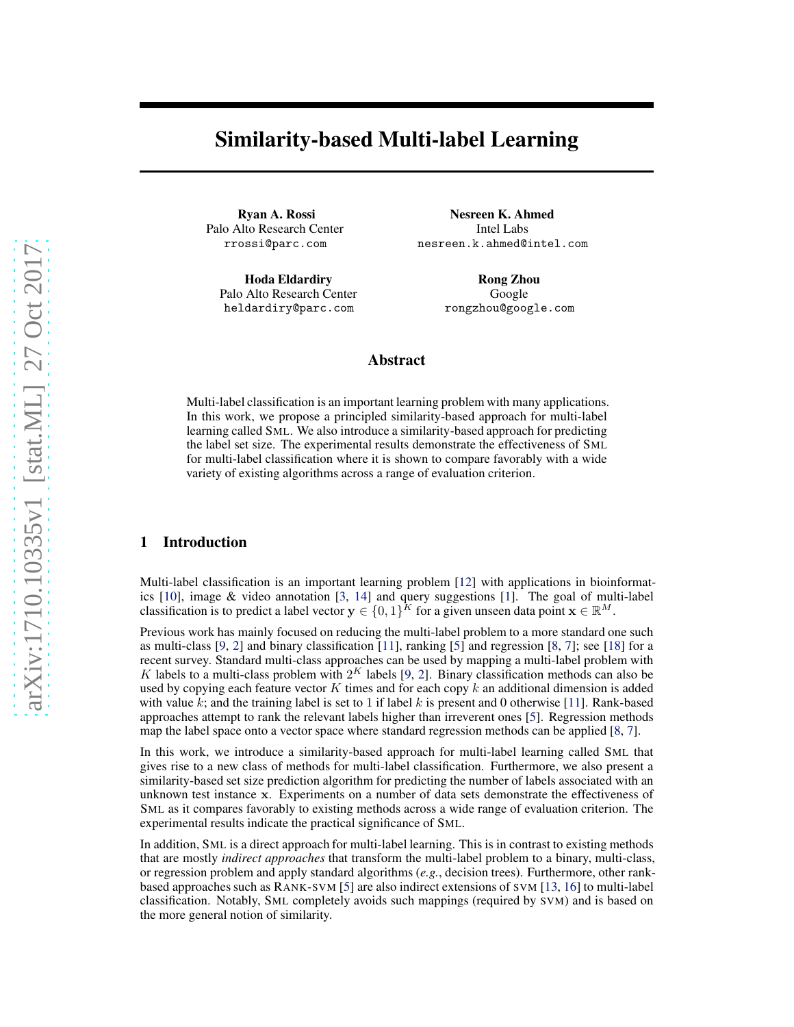# Similarity-based Multi-label Learning

**Ryan A. Rossi**
Palo Alto Research Center
rrossi@parc.com

**Nesreen K. Ahmed**
Intel Labs
nesreen.k.ahmed@intel.com

**Hoda Eldardiry**
Palo Alto Research Center
heldardiry@parc.com

**Rong Zhou**
Google
rongzhou@google.com

## Abstract

Multi-label classification is an important learning problem with many applications. In this work, we propose a principled similarity-based approach for multi-label learning called SML. We also introduce a similarity-based approach for predicting the label set size. The experimental results demonstrate the effectiveness of SML for multi-label classification where it is shown to compare favorably with a wide variety of existing algorithms across a range of evaluation criterion.

## 1 Introduction

Multi-label classification is an important learning problem [12] with applications in bioinformatics [10], image & video annotation [3, 14] and query suggestions [1]. The goal of multi-label classification is to predict a label vector $\mathbf{y} \in \{0, 1\}^K$ for a given unseen data point $\mathbf{x} \in \mathbb{R}^M$.

Previous work has mainly focused on reducing the multi-label problem to a more standard one such as multi-class [9, 2] and binary classification [11], ranking [5] and regression [8, 7]; see [18] for a recent survey. Standard multi-class approaches can be used by mapping a multi-label problem with $K$ labels to a multi-class problem with $2^K$ labels [9, 2]. Binary classification methods can also be used by copying each feature vector $K$ times and for each copy $k$ an additional dimension is added with value $k$; and the training label is set to 1 if label $k$ is present and 0 otherwise [11]. Rank-based approaches attempt to rank the relevant labels higher than irreverent ones [5]. Regression methods map the label space onto a vector space where standard regression methods can be applied [8, 7].

In this work, we introduce a similarity-based approach for multi-label learning called SML that gives rise to a new class of methods for multi-label classification. Furthermore, we also present a similarity-based set size prediction algorithm for predicting the number of labels associated with an unknown test instance $\mathbf{x}$. Experiments on a number of data sets demonstrate the effectiveness of SML as it compares favorably to existing methods across a wide range of evaluation criterion. The experimental results indicate the practical significance of SML.

In addition, SML is a direct approach for multi-label learning. This is in contrast to existing methods that are mostly *indirect approaches* that transform the multi-label problem to a binary, multi-class, or regression problem and apply standard algorithms (*e.g.*, decision trees). Furthermore, other rank-based approaches such as RANK-SVM [5] are also indirect extensions of SVM [13, 16] to multi-label classification. Notably, SML completely avoids such mappings (required by SVM) and is based on the more general notion of similarity.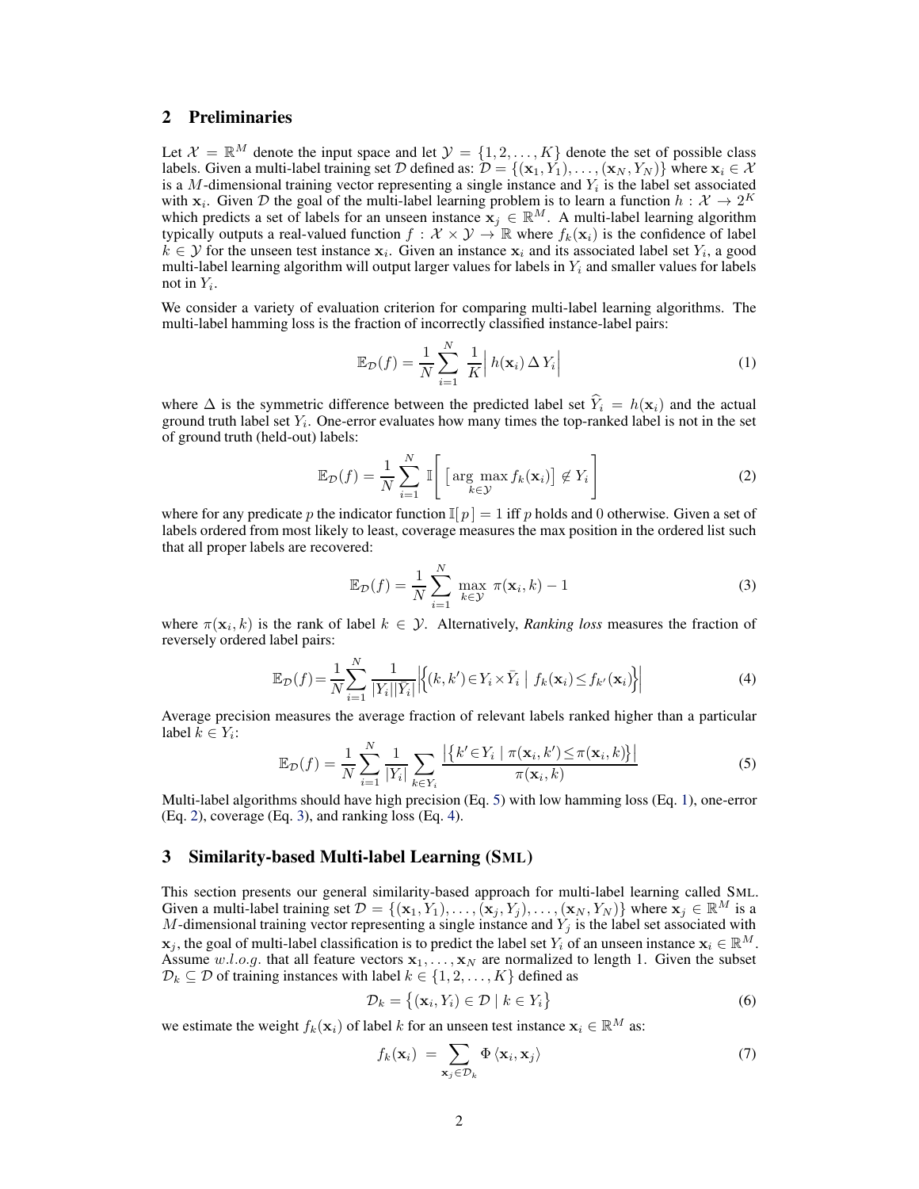## 2 Preliminaries

Let $\mathcal{X} = \mathbb{R}^M$ denote the input space and let $\mathcal{Y} = \{1, 2, \ldots, K\}$ denote the set of possible class labels. Given a multi-label training set $\mathcal{D}$ defined as: $\mathcal{D} = \{(\mathbf{x}_1, Y_1), \ldots, (\mathbf{x}_N, Y_N)\}$ where $\mathbf{x}_i \in \mathcal{X}$ is a $M$-dimensional training vector representing a single instance and $Y_i$ is the label set associated with $\mathbf{x}_i$. Given $\mathcal{D}$ the goal of the multi-label learning problem is to learn a function $h : \mathcal{X} \rightarrow 2^K$ which predicts a set of labels for an unseen instance $\mathbf{x}_j \in \mathbb{R}^M$. A multi-label learning algorithm typically outputs a real-valued function $f : \mathcal{X} \times \mathcal{Y} \rightarrow \mathbb{R}$ where $f_k(\mathbf{x}_i)$ is the confidence of label $k \in \mathcal{Y}$ for the unseen test instance $\mathbf{x}_i$. Given an instance $\mathbf{x}_i$ and its associated label set $Y_i$, a good multi-label learning algorithm will output larger values for labels in $Y_i$ and smaller values for labels not in $Y_i$.

We consider a variety of evaluation criterion for comparing multi-label learning algorithms. The multi-label hamming loss is the fraction of incorrectly classified instance-label pairs:

$$\mathbb{E}_{\mathcal{D}}(f) = \frac{1}{N} \sum_{i=1}^{N} \frac{1}{K} \Big| \, h(\mathbf{x}_i) \, \Delta \, Y_i \Big| \tag{1}$$

where $\Delta$ is the symmetric difference between the predicted label set $\widehat{Y}_i = h(\mathbf{x}_i)$ and the actual ground truth label set $Y_i$. One-error evaluates how many times the top-ranked label is not in the set of ground truth (held-out) labels:

$$\mathbb{E}_{\mathcal{D}}(f) = \frac{1}{N} \sum_{i=1}^{N} \mathbb{I}\left[ \, \big[ \arg\max_{k \in \mathcal{Y}} f_k(\mathbf{x}_i) \big] \notin Y_i \right] \tag{2}$$

where for any predicate $p$ the indicator function $\mathbb{I}[\, p\,] = 1$ iff $p$ holds and 0 otherwise. Given a set of labels ordered from most likely to least, coverage measures the max position in the ordered list such that all proper labels are recovered:

$$\mathbb{E}_{\mathcal{D}}(f) = \frac{1}{N} \sum_{i=1}^{N} \max_{k \in \mathcal{Y}} \; \pi(\mathbf{x}_i, k) - 1 \tag{3}$$

where $\pi(\mathbf{x}_i, k)$ is the rank of label $k \in \mathcal{Y}$. Alternatively, *Ranking loss* measures the fraction of reversely ordered label pairs:

$$\mathbb{E}_{\mathcal{D}}(f) = \frac{1}{N} \sum_{i=1}^{N} \frac{1}{|Y_i||\bar{Y}_i|} \Big| \Big\{ (k, k') \in Y_i \times \bar{Y}_i \;\Big|\; f_k(\mathbf{x}_i) \leq f_{k'}(\mathbf{x}_i) \Big\} \Big| \tag{4}$$

Average precision measures the average fraction of relevant labels ranked higher than a particular label $k \in Y_i$:

$$\mathbb{E}_{\mathcal{D}}(f) = \frac{1}{N} \sum_{i=1}^{N} \frac{1}{|Y_i|} \sum_{k \in Y_i} \frac{\big| \big\{ k' \in Y_i \mid \pi(\mathbf{x}_i, k') \leq \pi(\mathbf{x}_i, k) \big\} \big|}{\pi(\mathbf{x}_i, k)} \tag{5}$$

Multi-label algorithms should have high precision (Eq. 5) with low hamming loss (Eq. 1), one-error (Eq. 2), coverage (Eq. 3), and ranking loss (Eq. 4).

## 3 Similarity-based Multi-label Learning (SML)

This section presents our general similarity-based approach for multi-label learning called SML. Given a multi-label training set $\mathcal{D} = \{(\mathbf{x}_1, Y_1), \ldots, (\mathbf{x}_j, Y_j), \ldots, (\mathbf{x}_N, Y_N)\}$ where $\mathbf{x}_j \in \mathbb{R}^M$ is a $M$-dimensional training vector representing a single instance and $Y_j$ is the label set associated with $\mathbf{x}_j$, the goal of multi-label classification is to predict the label set $Y_i$ of an unseen instance $\mathbf{x}_i \in \mathbb{R}^M$. Assume $w.l.o.g.$ that all feature vectors $\mathbf{x}_1, \ldots, \mathbf{x}_N$ are normalized to length 1. Given the subset $\mathcal{D}_k \subseteq \mathcal{D}$ of training instances with label $k \in \{1, 2, \ldots, K\}$ defined as

$$\mathcal{D}_k = \big\{ (\mathbf{x}_i, Y_i) \in \mathcal{D} \mid k \in Y_i \big\} \tag{6}$$

we estimate the weight $f_k(\mathbf{x}_i)$ of label $k$ for an unseen test instance $\mathbf{x}_i \in \mathbb{R}^M$ as:

$$f_k(\mathbf{x}_i) \; = \sum_{\mathbf{x}_j \in \mathcal{D}_k} \Phi \, \langle \mathbf{x}_i, \mathbf{x}_j \rangle \tag{7}$$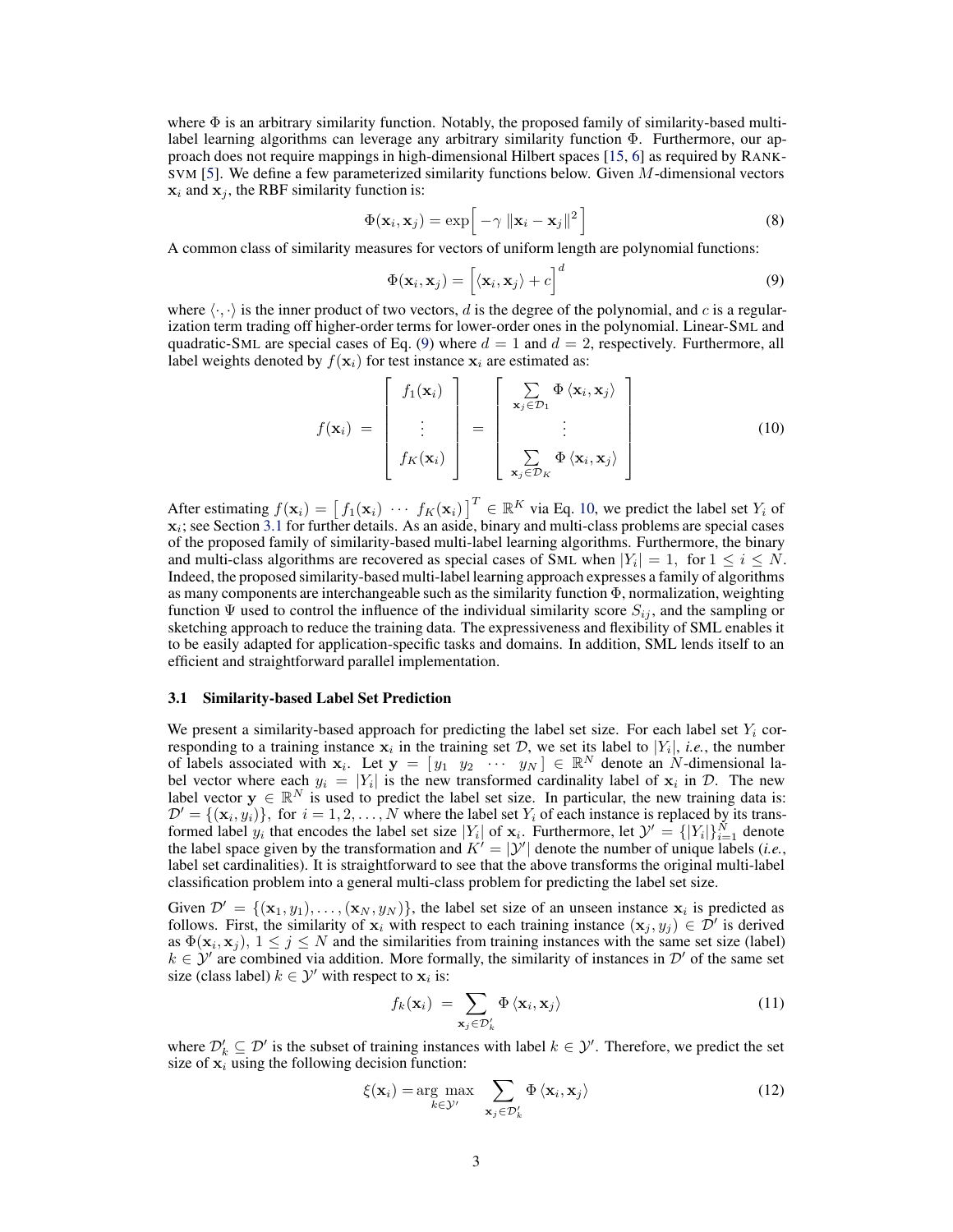where $\Phi$ is an arbitrary similarity function. Notably, the proposed family of similarity-based multi-label learning algorithms can leverage any arbitrary similarity function $\Phi$. Furthermore, our approach does not require mappings in high-dimensional Hilbert spaces [15, 6] as required by RANK-SVM [5]. We define a few parameterized similarity functions below. Given $M$-dimensional vectors $\mathbf{x}_i$ and $\mathbf{x}_j$, the RBF similarity function is:

$$\Phi(\mathbf{x}_i, \mathbf{x}_j) = \exp\Big[-\gamma \, \|\mathbf{x}_i - \mathbf{x}_j\|^2\Big] \tag{8}$$

A common class of similarity measures for vectors of uniform length are polynomial functions:

$$\Phi(\mathbf{x}_i, \mathbf{x}_j) = \Big[\langle \mathbf{x}_i, \mathbf{x}_j \rangle + c\Big]^d \tag{9}$$

where $\langle \cdot, \cdot \rangle$ is the inner product of two vectors, $d$ is the degree of the polynomial, and $c$ is a regularization term trading off higher-order terms for lower-order ones in the polynomial. Linear-SML and quadratic-SML are special cases of Eq. (9) where $d = 1$ and $d = 2$, respectively. Furthermore, all label weights denoted by $f(\mathbf{x}_i)$ for test instance $\mathbf{x}_i$ are estimated as:

$$f(\mathbf{x}_i) = \begin{bmatrix} f_1(\mathbf{x}_i) \\ \vdots \\ f_K(\mathbf{x}_i) \end{bmatrix} = \begin{bmatrix} \sum\limits_{\mathbf{x}_j \in \mathcal{D}_1} \Phi \langle \mathbf{x}_i, \mathbf{x}_j \rangle \\ \vdots \\ \sum\limits_{\mathbf{x}_j \in \mathcal{D}_K} \Phi \langle \mathbf{x}_i, \mathbf{x}_j \rangle \end{bmatrix} \tag{10}$$

After estimating $f(\mathbf{x}_i) = \begin{bmatrix} f_1(\mathbf{x}_i) & \cdots & f_K(\mathbf{x}_i) \end{bmatrix}^T \in \mathbb{R}^K$ via Eq. 10, we predict the label set $Y_i$ of $\mathbf{x}_i$; see Section 3.1 for further details. As an aside, binary and multi-class problems are special cases of the proposed family of similarity-based multi-label learning algorithms. Furthermore, the binary and multi-class algorithms are recovered as special cases of SML when $|Y_i| = 1$, for $1 \leq i \leq N$. Indeed, the proposed similarity-based multi-label learning approach expresses a family of algorithms as many components are interchangeable such as the similarity function $\Phi$, normalization, weighting function $\Psi$ used to control the influence of the individual similarity score $S_{ij}$, and the sampling or sketching approach to reduce the training data. The expressiveness and flexibility of SML enables it to be easily adapted for application-specific tasks and domains. In addition, SML lends itself to an efficient and straightforward parallel implementation.

### 3.1 Similarity-based Label Set Prediction

We present a similarity-based approach for predicting the label set size. For each label set $Y_i$ corresponding to a training instance $\mathbf{x}_i$ in the training set $\mathcal{D}$, we set its label to $|Y_i|$, *i.e.*, the number of labels associated with $\mathbf{x}_i$. Let $\mathbf{y} = \begin{bmatrix} y_1 & y_2 & \cdots & y_N \end{bmatrix} \in \mathbb{R}^N$ denote an $N$-dimensional label vector where each $y_i = |Y_i|$ is the new transformed cardinality label of $\mathbf{x}_i$ in $\mathcal{D}$. The new label vector $\mathbf{y} \in \mathbb{R}^N$ is used to predict the label set size. In particular, the new training data is: $\mathcal{D}' = \{(\mathbf{x}_i, y_i)\}$, for $i = 1, 2, \ldots, N$ where the label set $Y_i$ of each instance is replaced by its transformed label $y_i$ that encodes the label set size $|Y_i|$ of $\mathbf{x}_i$. Furthermore, let $\mathcal{Y}' = \{|Y_i|\}_{i=1}^N$ denote the label space given by the transformation and $K' = |\mathcal{Y}'|$ denote the number of unique labels (*i.e.*, label set cardinalities). It is straightforward to see that the above transforms the original multi-label classification problem into a general multi-class problem for predicting the label set size.

Given $\mathcal{D}' = \{(\mathbf{x}_1, y_1), \ldots, (\mathbf{x}_N, y_N)\}$, the label set size of an unseen instance $\mathbf{x}_i$ is predicted as follows. First, the similarity of $\mathbf{x}_i$ with respect to each training instance $(\mathbf{x}_j, y_j) \in \mathcal{D}'$ is derived as $\Phi(\mathbf{x}_i, \mathbf{x}_j)$, $1 \leq j \leq N$ and the similarities from training instances with the same set size (label) $k \in \mathcal{Y}'$ are combined via addition. More formally, the similarity of instances in $\mathcal{D}'$ of the same set size (class label) $k \in \mathcal{Y}'$ with respect to $\mathbf{x}_i$ is:

$$f_k(\mathbf{x}_i) = \sum_{\mathbf{x}_j \in \mathcal{D}'_k} \Phi \langle \mathbf{x}_i, \mathbf{x}_j \rangle \tag{11}$$

where $\mathcal{D}'_k \subseteq \mathcal{D}'$ is the subset of training instances with label $k \in \mathcal{Y}'$. Therefore, we predict the set size of $\mathbf{x}_i$ using the following decision function:

$$\xi(\mathbf{x}_i) = \arg\max_{k \in \mathcal{Y}'} \sum_{\mathbf{x}_j \in \mathcal{D}'_k} \Phi \langle \mathbf{x}_i, \mathbf{x}_j \rangle \tag{12}$$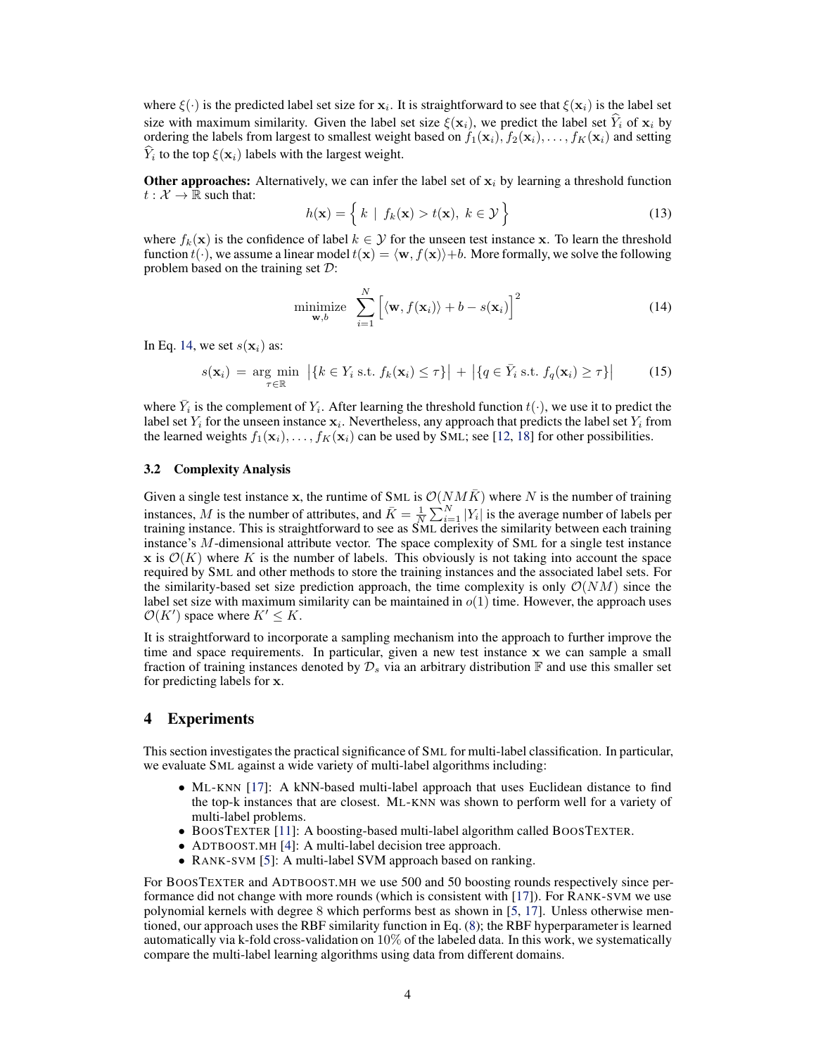where $\xi(\cdot)$ is the predicted label set size for $\mathbf{x}_i$. It is straightforward to see that $\xi(\mathbf{x}_i)$ is the label set size with maximum similarity. Given the label set size $\xi(\mathbf{x}_i)$, we predict the label set $\widehat{Y}_i$ of $\mathbf{x}_i$ by ordering the labels from largest to smallest weight based on $f_1(\mathbf{x}_i), f_2(\mathbf{x}_i), \ldots, f_K(\mathbf{x}_i)$ and setting $\widehat{Y}_i$ to the top $\xi(\mathbf{x}_i)$ labels with the largest weight.

**Other approaches:** Alternatively, we can infer the label set of $\mathbf{x}_i$ by learning a threshold function $t : \mathcal{X} \rightarrow \mathbb{R}$ such that:

$$h(\mathbf{x}) = \Big\{ \, k \;|\; f_k(\mathbf{x}) > t(\mathbf{x}),\; k \in \mathcal{Y} \, \Big\} \tag{13}$$

where $f_k(\mathbf{x})$ is the confidence of label $k \in \mathcal{Y}$ for the unseen test instance $\mathbf{x}$. To learn the threshold function $t(\cdot)$, we assume a linear model $t(\mathbf{x}) = \langle \mathbf{w}, f(\mathbf{x}) \rangle + b$. More formally, we solve the following problem based on the training set $\mathcal{D}$:

$$\underset{\mathbf{w},b}{\text{minimize}} \;\; \sum_{i=1}^{N} \Big[ \langle \mathbf{w}, f(\mathbf{x}_i) \rangle + b - s(\mathbf{x}_i) \Big]^2 \tag{14}$$

In Eq. 14, we set $s(\mathbf{x}_i)$ as:

$$s(\mathbf{x}_i) \;=\; \underset{\tau \in \mathbb{R}}{\arg\min} \;\; \big| \{ k \in Y_i \text{ s.t. } f_k(\mathbf{x}_i) \leq \tau \} \big| \;+\; \big| \{ q \in \bar{Y}_i \text{ s.t. } f_q(\mathbf{x}_i) \geq \tau \} \big| \tag{15}$$

where $\bar{Y}_i$ is the complement of $Y_i$. After learning the threshold function $t(\cdot)$, we use it to predict the label set $Y_i$ for the unseen instance $\mathbf{x}_i$. Nevertheless, any approach that predicts the label set $Y_i$ from the learned weights $f_1(\mathbf{x}_i), \ldots, f_K(\mathbf{x}_i)$ can be used by SML; see [12, 18] for other possibilities.

### 3.2 Complexity Analysis

Given a single test instance $\mathbf{x}$, the runtime of SML is $\mathcal{O}(NM\bar{K})$ where $N$ is the number of training instances, $M$ is the number of attributes, and $\bar{K} = \frac{1}{N}\sum_{i=1}^{N} |Y_i|$ is the average number of labels per training instance. This is straightforward to see as SML derives the similarity between each training instance's $M$-dimensional attribute vector. The space complexity of SML for a single test instance $\mathbf{x}$ is $\mathcal{O}(K)$ where $K$ is the number of labels. This obviously is not taking into account the space required by SML and other methods to store the training instances and the associated label sets. For the similarity-based set size prediction approach, the time complexity is only $\mathcal{O}(NM)$ since the label set size with maximum similarity can be maintained in $o(1)$ time. However, the approach uses $\mathcal{O}(K')$ space where $K' \leq K$.

It is straightforward to incorporate a sampling mechanism into the approach to further improve the time and space requirements. In particular, given a new test instance $\mathbf{x}$ we can sample a small fraction of training instances denoted by $\mathcal{D}_s$ via an arbitrary distribution $\mathbb{F}$ and use this smaller set for predicting labels for $\mathbf{x}$.

## 4 Experiments

This section investigates the practical significance of SML for multi-label classification. In particular, we evaluate SML against a wide variety of multi-label algorithms including:

- ML-KNN [17]: A kNN-based multi-label approach that uses Euclidean distance to find the top-k instances that are closest. ML-KNN was shown to perform well for a variety of multi-label problems.
- BOOSTEXTER [11]: A boosting-based multi-label algorithm called BOOSTEXTER.
- ADTBOOST.MH [4]: A multi-label decision tree approach.
- RANK-SVM [5]: A multi-label SVM approach based on ranking.

For BOOSTEXTER and ADTBOOST.MH we use 500 and 50 boosting rounds respectively since performance did not change with more rounds (which is consistent with [17]). For RANK-SVM we use polynomial kernels with degree 8 which performs best as shown in [5, 17]. Unless otherwise mentioned, our approach uses the RBF similarity function in Eq. (8); the RBF hyperparameter is learned automatically via k-fold cross-validation on 10% of the labeled data. In this work, we systematically compare the multi-label learning algorithms using data from different domains.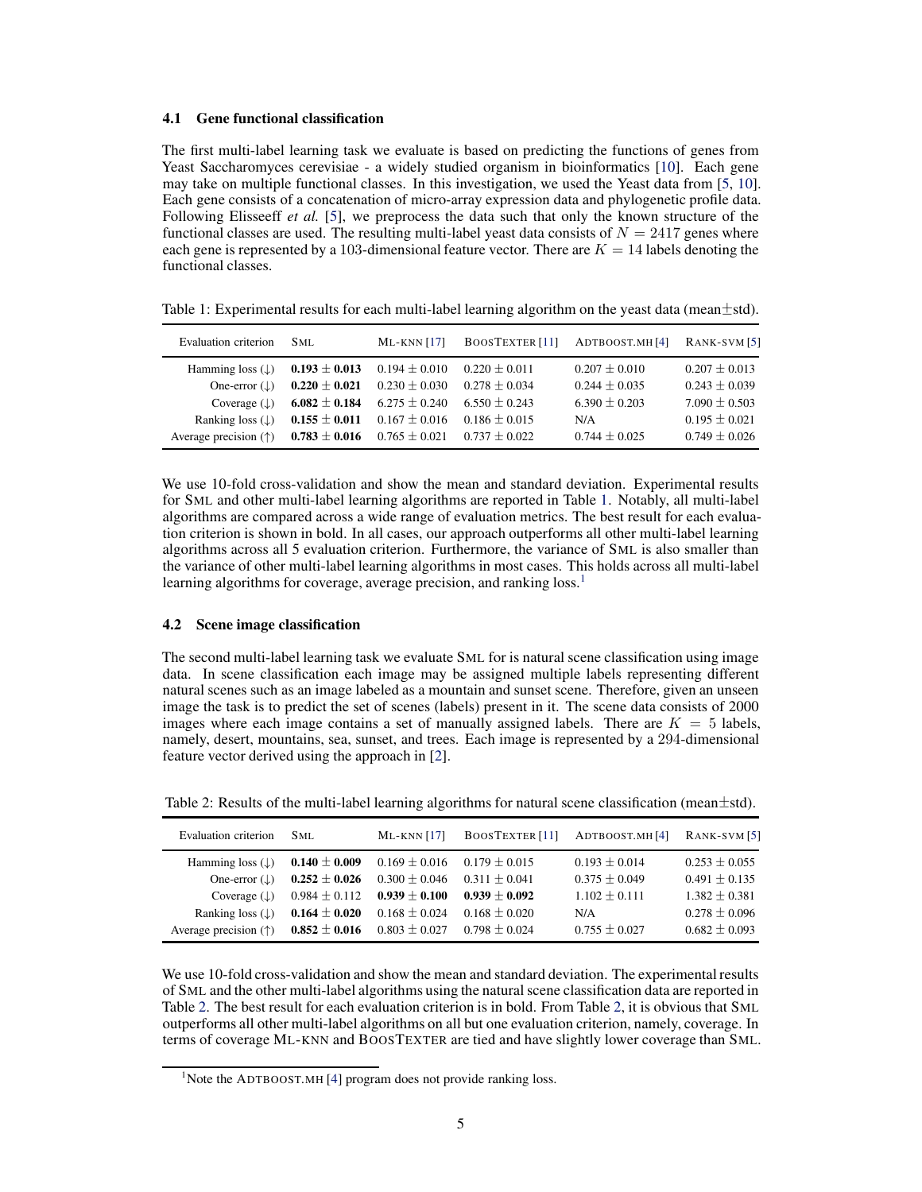### 4.1 Gene functional classification

The first multi-label learning task we evaluate is based on predicting the functions of genes from Yeast Saccharomyces cerevisiae - a widely studied organism in bioinformatics [10]. Each gene may take on multiple functional classes. In this investigation, we used the Yeast data from [5, 10]. Each gene consists of a concatenation of micro-array expression data and phylogenetic profile data. Following Elisseeff *et al.* [5], we preprocess the data such that only the known structure of the functional classes are used. The resulting multi-label yeast data consists of $N = 2417$ genes where each gene is represented by a 103-dimensional feature vector. There are $K = 14$ labels denoting the functional classes.

Table 1: Experimental results for each multi-label learning algorithm on the yeast data (mean±std).

| Evaluation criterion | SML | ML-KNN [17] | BOOSTEXTER [11] | ADTBOOST.MH [4] | RANK-SVM [5] |
|---|---|---|---|---|---|
| Hamming loss (↓) | **0.193 ± 0.013** | 0.194 ± 0.010 | 0.220 ± 0.011 | 0.207 ± 0.010 | 0.207 ± 0.013 |
| One-error (↓) | **0.220 ± 0.021** | 0.230 ± 0.030 | 0.278 ± 0.034 | 0.244 ± 0.035 | 0.243 ± 0.039 |
| Coverage (↓) | **6.082 ± 0.184** | 6.275 ± 0.240 | 6.550 ± 0.243 | 6.390 ± 0.203 | 7.090 ± 0.503 |
| Ranking loss (↓) | **0.155 ± 0.011** | 0.167 ± 0.016 | 0.186 ± 0.015 | N/A | 0.195 ± 0.021 |
| Average precision (↑) | **0.783 ± 0.016** | 0.765 ± 0.021 | 0.737 ± 0.022 | 0.744 ± 0.025 | 0.749 ± 0.026 |

We use 10-fold cross-validation and show the mean and standard deviation. Experimental results for SML and other multi-label learning algorithms are reported in Table 1. Notably, all multi-label algorithms are compared across a wide range of evaluation metrics. The best result for each evaluation criterion is shown in bold. In all cases, our approach outperforms all other multi-label learning algorithms across all 5 evaluation criterion. Furthermore, the variance of SML is also smaller than the variance of other multi-label learning algorithms in most cases. This holds across all multi-label learning algorithms for coverage, average precision, and ranking loss.[1]

### 4.2 Scene image classification

The second multi-label learning task we evaluate SML for is natural scene classification using image data. In scene classification each image may be assigned multiple labels representing different natural scenes such as an image labeled as a mountain and sunset scene. Therefore, given an unseen image the task is to predict the set of scenes (labels) present in it. The scene data consists of 2000 images where each image contains a set of manually assigned labels. There are $K = 5$ labels, namely, desert, mountains, sea, sunset, and trees. Each image is represented by a 294-dimensional feature vector derived using the approach in [2].

Table 2: Results of the multi-label learning algorithms for natural scene classification (mean±std).

| Evaluation criterion | SML | ML-KNN [17] | BOOSTEXTER [11] | ADTBOOST.MH [4] | RANK-SVM [5] |
|---|---|---|---|---|---|
| Hamming loss (↓) | **0.140 ± 0.009** | 0.169 ± 0.016 | 0.179 ± 0.015 | 0.193 ± 0.014 | 0.253 ± 0.055 |
| One-error (↓) | **0.252 ± 0.026** | 0.300 ± 0.046 | 0.311 ± 0.041 | 0.375 ± 0.049 | 0.491 ± 0.135 |
| Coverage (↓) | 0.984 ± 0.112 | **0.939 ± 0.100** | **0.939 ± 0.092** | 1.102 ± 0.111 | 1.382 ± 0.381 |
| Ranking loss (↓) | **0.164 ± 0.020** | 0.168 ± 0.024 | 0.168 ± 0.020 | N/A | 0.278 ± 0.096 |
| Average precision (↑) | **0.852 ± 0.016** | 0.803 ± 0.027 | 0.798 ± 0.024 | 0.755 ± 0.027 | 0.682 ± 0.093 |

We use 10-fold cross-validation and show the mean and standard deviation. The experimental results of SML and the other multi-label algorithms using the natural scene classification data are reported in Table 2. The best result for each evaluation criterion is in bold. From Table 2, it is obvious that SML outperforms all other multi-label algorithms on all but one evaluation criterion, namely, coverage. In terms of coverage ML-KNN and BOOSTEXTER are tied and have slightly lower coverage than SML.

[1] Note the ADTBOOST.MH [4] program does not provide ranking loss.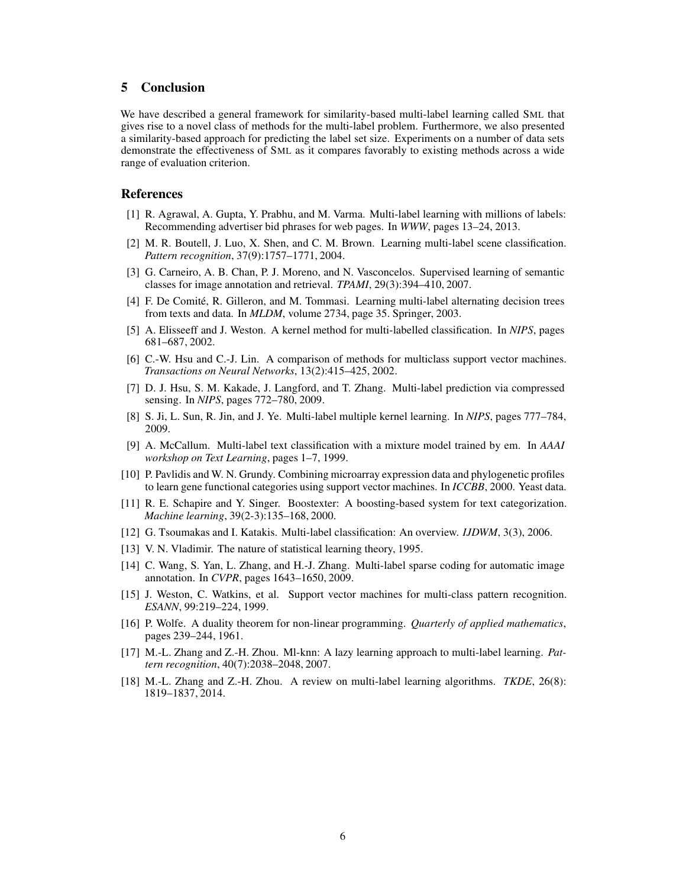## 5 Conclusion

We have described a general framework for similarity-based multi-label learning called SML that gives rise to a novel class of methods for the multi-label problem. Furthermore, we also presented a similarity-based approach for predicting the label set size. Experiments on a number of data sets demonstrate the effectiveness of SML as it compares favorably to existing methods across a wide range of evaluation criterion.

## References

[1] R. Agrawal, A. Gupta, Y. Prabhu, and M. Varma. Multi-label learning with millions of labels: Recommending advertiser bid phrases for web pages. In *WWW*, pages 13–24, 2013.

[2] M. R. Boutell, J. Luo, X. Shen, and C. M. Brown. Learning multi-label scene classification. *Pattern recognition*, 37(9):1757–1771, 2004.

[3] G. Carneiro, A. B. Chan, P. J. Moreno, and N. Vasconcelos. Supervised learning of semantic classes for image annotation and retrieval. *TPAMI*, 29(3):394–410, 2007.

[4] F. De Comité, R. Gilleron, and M. Tommasi. Learning multi-label alternating decision trees from texts and data. In *MLDM*, volume 2734, page 35. Springer, 2003.

[5] A. Elisseeff and J. Weston. A kernel method for multi-labelled classification. In *NIPS*, pages 681–687, 2002.

[6] C.-W. Hsu and C.-J. Lin. A comparison of methods for multiclass support vector machines. *Transactions on Neural Networks*, 13(2):415–425, 2002.

[7] D. J. Hsu, S. M. Kakade, J. Langford, and T. Zhang. Multi-label prediction via compressed sensing. In *NIPS*, pages 772–780, 2009.

[8] S. Ji, L. Sun, R. Jin, and J. Ye. Multi-label multiple kernel learning. In *NIPS*, pages 777–784, 2009.

[9] A. McCallum. Multi-label text classification with a mixture model trained by em. In *AAAI workshop on Text Learning*, pages 1–7, 1999.

[10] P. Pavlidis and W. N. Grundy. Combining microarray expression data and phylogenetic profiles to learn gene functional categories using support vector machines. In *ICCBB*, 2000. Yeast data.

[11] R. E. Schapire and Y. Singer. Boostexter: A boosting-based system for text categorization. *Machine learning*, 39(2-3):135–168, 2000.

[12] G. Tsoumakas and I. Katakis. Multi-label classification: An overview. *IJDWM*, 3(3), 2006.

[13] V. N. Vladimir. The nature of statistical learning theory, 1995.

[14] C. Wang, S. Yan, L. Zhang, and H.-J. Zhang. Multi-label sparse coding for automatic image annotation. In *CVPR*, pages 1643–1650, 2009.

[15] J. Weston, C. Watkins, et al. Support vector machines for multi-class pattern recognition. *ESANN*, 99:219–224, 1999.

[16] P. Wolfe. A duality theorem for non-linear programming. *Quarterly of applied mathematics*, pages 239–244, 1961.

[17] M.-L. Zhang and Z.-H. Zhou. Ml-knn: A lazy learning approach to multi-label learning. *Pattern recognition*, 40(7):2038–2048, 2007.

[18] M.-L. Zhang and Z.-H. Zhou. A review on multi-label learning algorithms. *TKDE*, 26(8): 1819–1837, 2014.